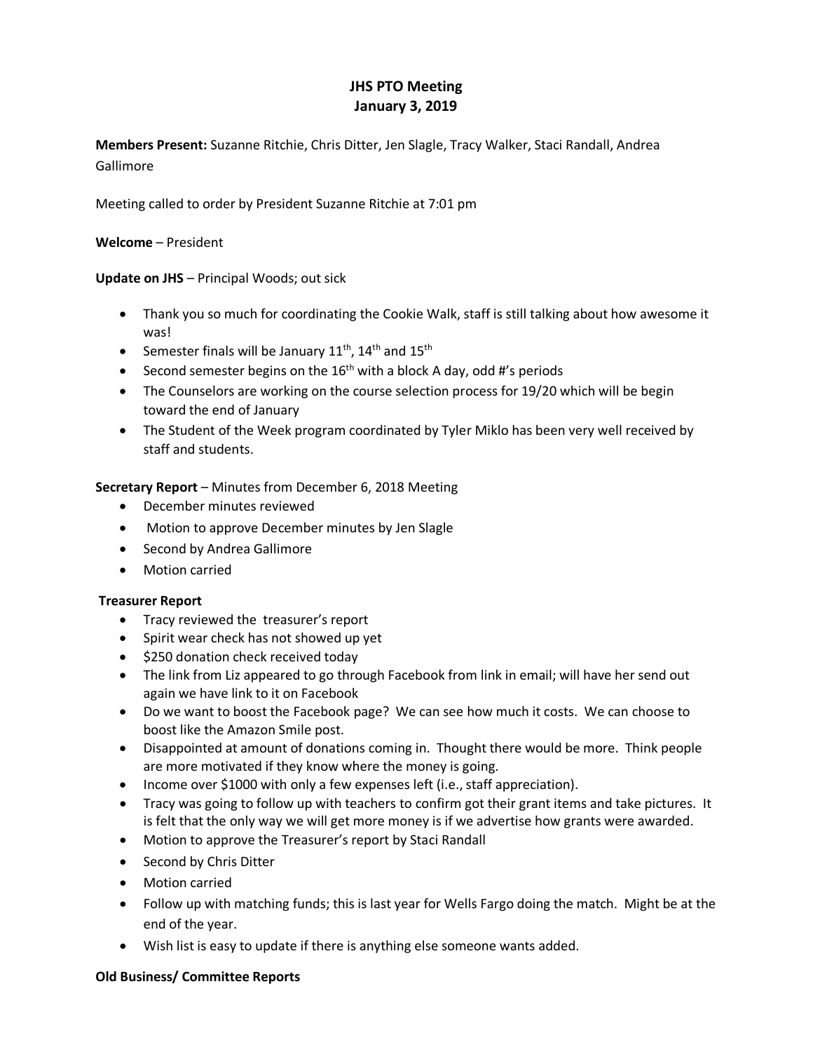# JHS PTO Meeting
# January 3, 2019

**Members Present:** Suzanne Ritchie, Chris Ditter, Jen Slagle, Tracy Walker, Staci Randall, Andrea Gallimore

Meeting called to order by President Suzanne Ritchie at 7:01 pm

**Welcome** – President

**Update on JHS** – Principal Woods; out sick

- Thank you so much for coordinating the Cookie Walk, staff is still talking about how awesome it was!
- Semester finals will be January 11th, 14th and 15th
- Second semester begins on the 16th with a block A day, odd #'s periods
- The Counselors are working on the course selection process for 19/20 which will be begin toward the end of January
- The Student of the Week program coordinated by Tyler Miklo has been very well received by staff and students.

**Secretary Report** – Minutes from December 6, 2018 Meeting

- December minutes reviewed
- Motion to approve December minutes by Jen Slagle
- Second by Andrea Gallimore
- Motion carried

**Treasurer Report**

- Tracy reviewed the treasurer's report
- Spirit wear check has not showed up yet
- $250 donation check received today
- The link from Liz appeared to go through Facebook from link in email; will have her send out again we have link to it on Facebook
- Do we want to boost the Facebook page? We can see how much it costs. We can choose to boost like the Amazon Smile post.
- Disappointed at amount of donations coming in. Thought there would be more. Think people are more motivated if they know where the money is going.
- Income over $1000 with only a few expenses left (i.e., staff appreciation).
- Tracy was going to follow up with teachers to confirm got their grant items and take pictures. It is felt that the only way we will get more money is if we advertise how grants were awarded.
- Motion to approve the Treasurer's report by Staci Randall
- Second by Chris Ditter
- Motion carried
- Follow up with matching funds; this is last year for Wells Fargo doing the match. Might be at the end of the year.
- Wish list is easy to update if there is anything else someone wants added.

**Old Business/ Committee Reports**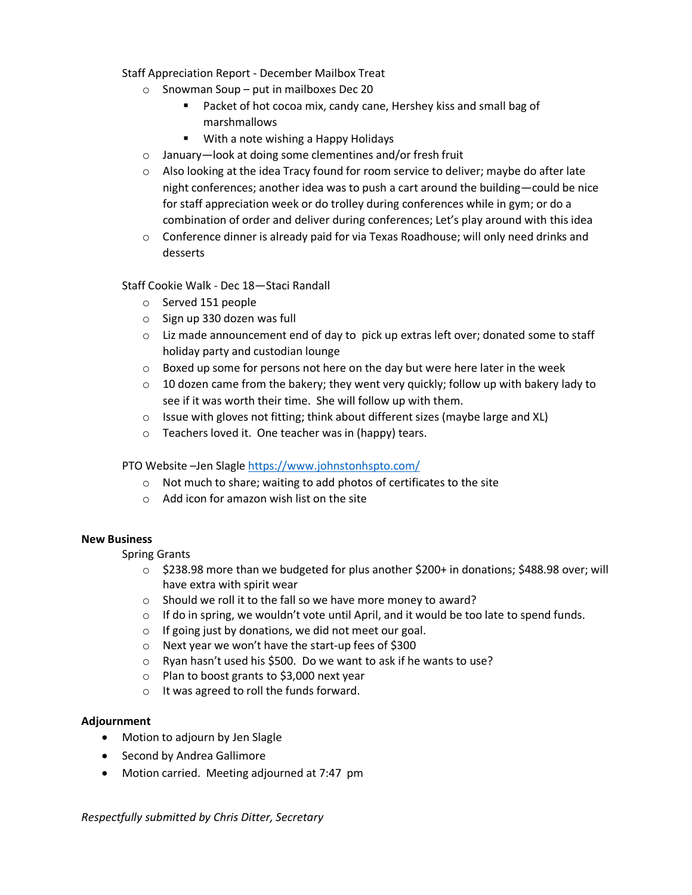Staff Appreciation Report - December Mailbox Treat

- Snowman Soup – put in mailboxes Dec 20
  - Packet of hot cocoa mix, candy cane, Hershey kiss and small bag of marshmallows
  - With a note wishing a Happy Holidays
- January—look at doing some clementines and/or fresh fruit
- Also looking at the idea Tracy found for room service to deliver; maybe do after late night conferences; another idea was to push a cart around the building—could be nice for staff appreciation week or do trolley during conferences while in gym; or do a combination of order and deliver during conferences; Let's play around with this idea
- Conference dinner is already paid for via Texas Roadhouse; will only need drinks and desserts

Staff Cookie Walk - Dec 18—Staci Randall

- Served 151 people
- Sign up 330 dozen was full
- Liz made announcement end of day to pick up extras left over; donated some to staff holiday party and custodian lounge
- Boxed up some for persons not here on the day but were here later in the week
- 10 dozen came from the bakery; they went very quickly; follow up with bakery lady to see if it was worth their time. She will follow up with them.
- Issue with gloves not fitting; think about different sizes (maybe large and XL)
- Teachers loved it. One teacher was in (happy) tears.

PTO Website –Jen Slagle https://www.johnstonhspto.com/

- Not much to share; waiting to add photos of certificates to the site
- Add icon for amazon wish list on the site

**New Business**

Spring Grants

- $238.98 more than we budgeted for plus another $200+ in donations; $488.98 over; will have extra with spirit wear
- Should we roll it to the fall so we have more money to award?
- If do in spring, we wouldn't vote until April, and it would be too late to spend funds.
- If going just by donations, we did not meet our goal.
- Next year we won't have the start-up fees of $300
- Ryan hasn't used his $500. Do we want to ask if he wants to use?
- Plan to boost grants to $3,000 next year
- It was agreed to roll the funds forward.

**Adjournment**

- Motion to adjourn by Jen Slagle
- Second by Andrea Gallimore
- Motion carried. Meeting adjourned at 7:47 pm

*Respectfully submitted by Chris Ditter, Secretary*